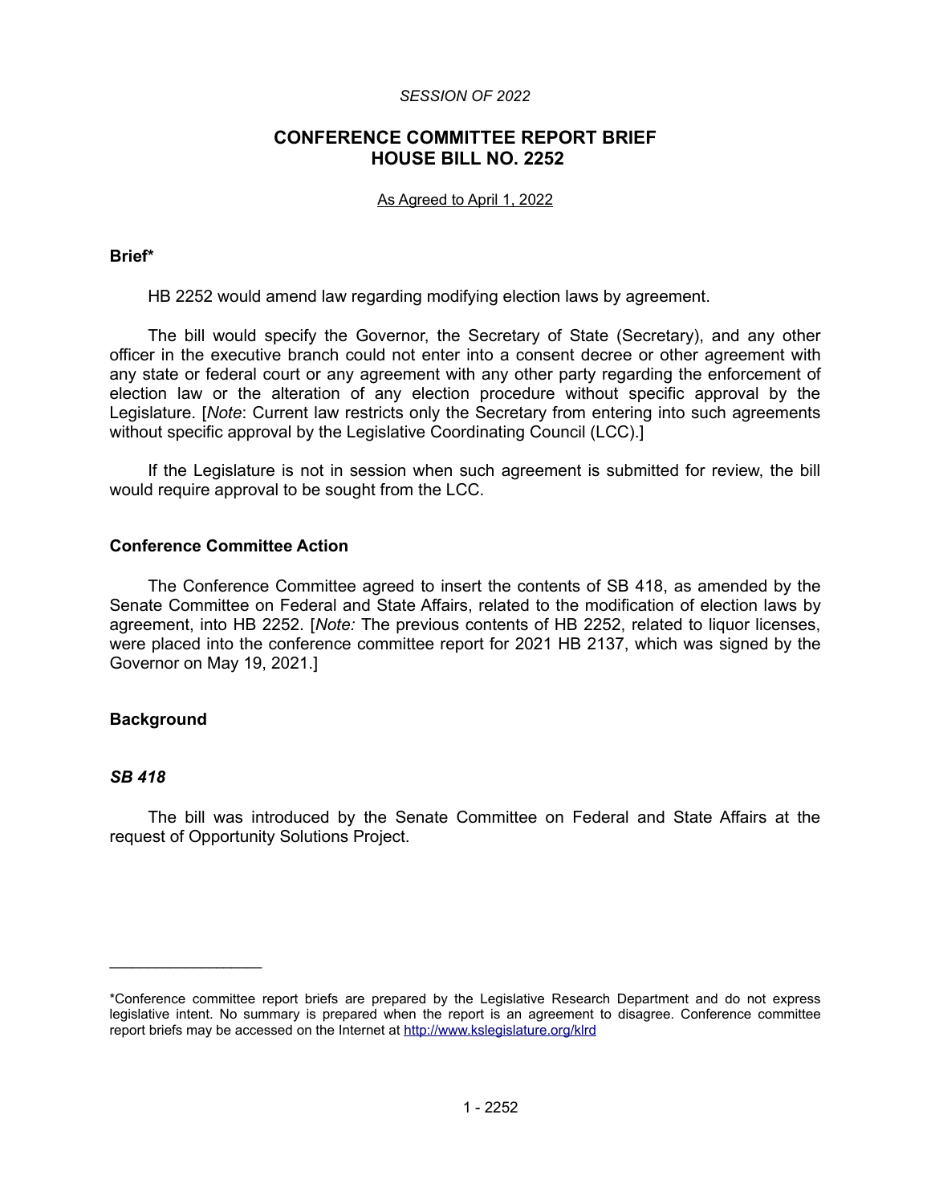*SESSION OF 2022*

## CONFERENCE COMMITTEE REPORT BRIEF
## HOUSE BILL NO. 2252

As Agreed to April 1, 2022

### Brief*

HB 2252 would amend law regarding modifying election laws by agreement.

The bill would specify the Governor, the Secretary of State (Secretary), and any other officer in the executive branch could not enter into a consent decree or other agreement with any state or federal court or any agreement with any other party regarding the enforcement of election law or the alteration of any election procedure without specific approval by the Legislature. [*Note*: Current law restricts only the Secretary from entering into such agreements without specific approval by the Legislative Coordinating Council (LCC).]

If the Legislature is not in session when such agreement is submitted for review, the bill would require approval to be sought from the LCC.

### Conference Committee Action

The Conference Committee agreed to insert the contents of SB 418, as amended by the Senate Committee on Federal and State Affairs, related to the modification of election laws by agreement, into HB 2252. [*Note:* The previous contents of HB 2252, related to liquor licenses, were placed into the conference committee report for 2021 HB 2137, which was signed by the Governor on May 19, 2021.]

### Background

#### *SB 418*

The bill was introduced by the Senate Committee on Federal and State Affairs at the request of Opportunity Solutions Project.

---

*Conference committee report briefs are prepared by the Legislative Research Department and do not express legislative intent. No summary is prepared when the report is an agreement to disagree. Conference committee report briefs may be accessed on the Internet at http://www.kslegislature.org/klrd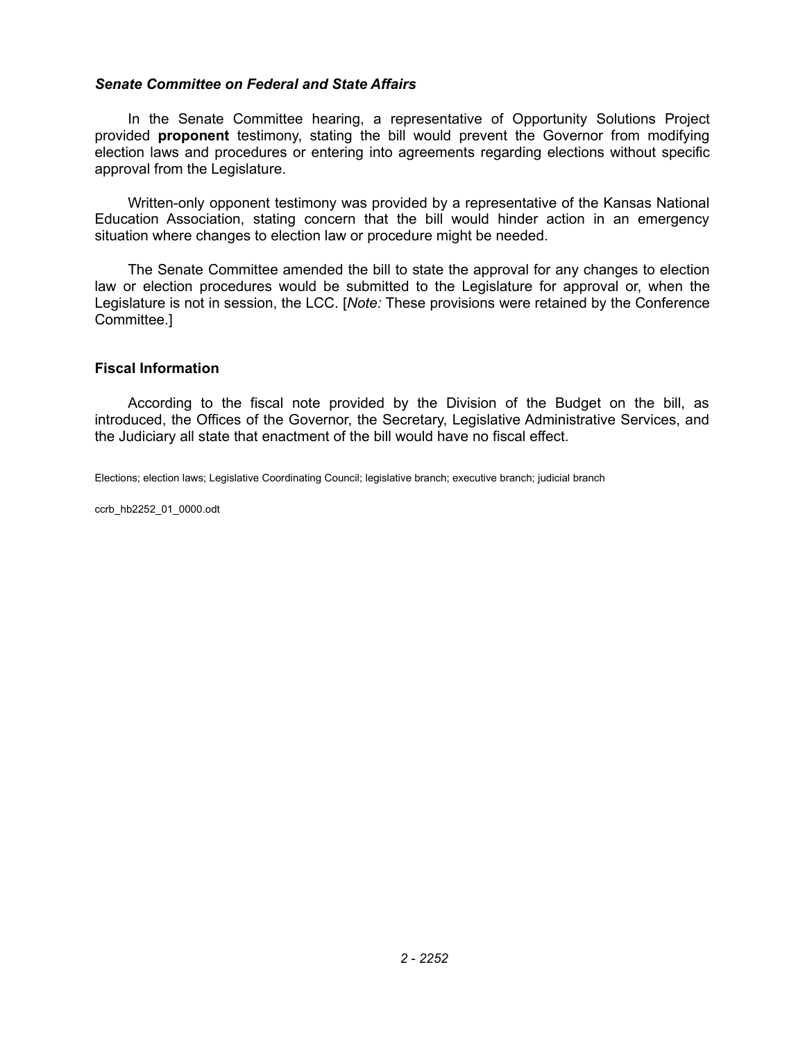### *Senate Committee on Federal and State Affairs*

In the Senate Committee hearing, a representative of Opportunity Solutions Project provided **proponent** testimony, stating the bill would prevent the Governor from modifying election laws and procedures or entering into agreements regarding elections without specific approval from the Legislature.

Written-only opponent testimony was provided by a representative of the Kansas National Education Association, stating concern that the bill would hinder action in an emergency situation where changes to election law or procedure might be needed.

The Senate Committee amended the bill to state the approval for any changes to election law or election procedures would be submitted to the Legislature for approval or, when the Legislature is not in session, the LCC. [*Note:* These provisions were retained by the Conference Committee.]

### Fiscal Information

According to the fiscal note provided by the Division of the Budget on the bill, as introduced, the Offices of the Governor, the Secretary, Legislative Administrative Services, and the Judiciary all state that enactment of the bill would have no fiscal effect.

Elections; election laws; Legislative Coordinating Council; legislative branch; executive branch; judicial branch

ccrb_hb2252_01_0000.odt